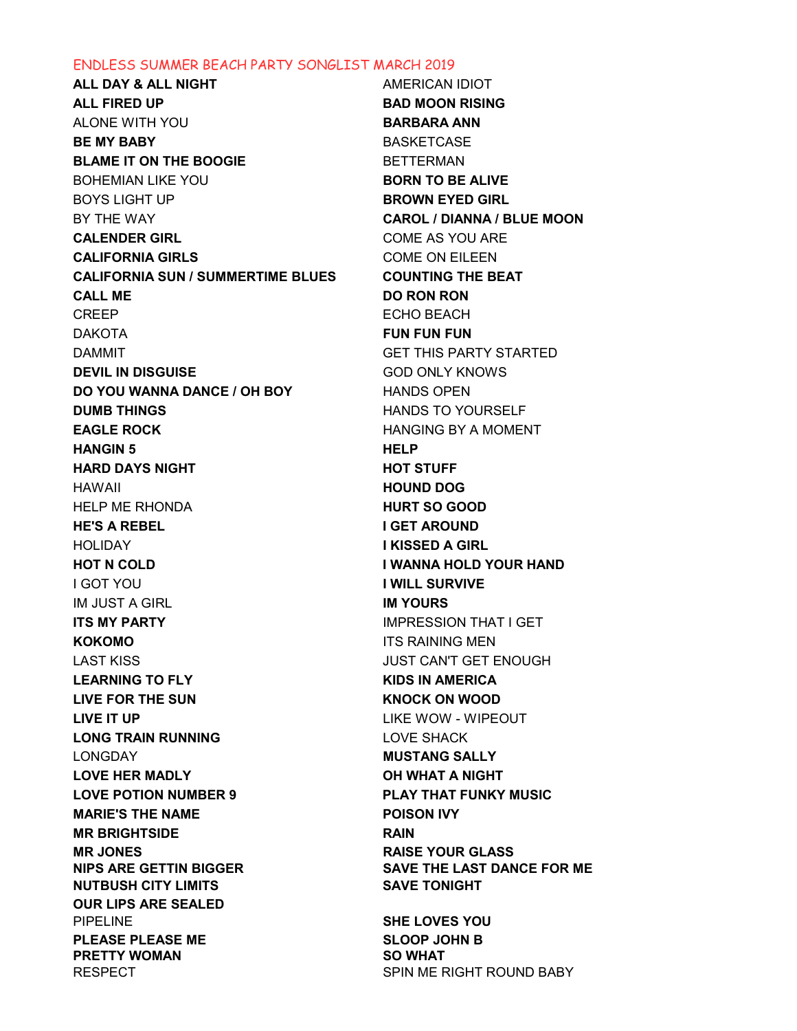ENDLESS SUMMER BEACH PARTY SONGLIST MARCH 2019

**ALL DAY & ALL NIGHT**
**ALL FIRED UP**
ALONE WITH YOU
**BE MY BABY**
**BLAME IT ON THE BOOGIE**
BOHEMIAN LIKE YOU
BOYS LIGHT UP
BY THE WAY
**CALENDER GIRL**
**CALIFORNIA GIRLS**
**CALIFORNIA SUN / SUMMERTIME BLUES**
**CALL ME**
CREEP
DAKOTA
DAMMIT
**DEVIL IN DISGUISE**
**DO YOU WANNA DANCE / OH BOY**
**DUMB THINGS**
**EAGLE ROCK**
**HANGIN 5**
**HARD DAYS NIGHT**
HAWAII
HELP ME RHONDA
**HE'S A REBEL**
HOLIDAY
**HOT N COLD**
I GOT YOU
IM JUST A GIRL
**ITS MY PARTY**
**KOKOMO**
LAST KISS
**LEARNING TO FLY**
**LIVE FOR THE SUN**
**LIVE IT UP**
**LONG TRAIN RUNNING**
LONGDAY
**LOVE HER MADLY**
**LOVE POTION NUMBER 9**
**MARIE'S THE NAME**
**MR BRIGHTSIDE**
**MR JONES**
**NIPS ARE GETTIN BIGGER**
**NUTBUSH CITY LIMITS**
**OUR LIPS ARE SEALED**
PIPELINE
**PLEASE PLEASE ME**
**PRETTY WOMAN**
RESPECT

AMERICAN IDIOT
**BAD MOON RISING**
**BARBARA ANN**
BASKETCASE
BETTERMAN
**BORN TO BE ALIVE**
**BROWN EYED GIRL**
**CAROL / DIANNA / BLUE MOON**
COME AS YOU ARE
COME ON EILEEN
**COUNTING THE BEAT**
**DO RON RON**
ECHO BEACH
**FUN FUN FUN**
GET THIS PARTY STARTED
GOD ONLY KNOWS
HANDS OPEN
HANDS TO YOURSELF
HANGING BY A MOMENT
**HELP**
**HOT STUFF**
**HOUND DOG**
**HURT SO GOOD**
**I GET AROUND**
**I KISSED A GIRL**
**I WANNA HOLD YOUR HAND**
**I WILL SURVIVE**
**IM YOURS**
IMPRESSION THAT I GET
ITS RAINING MEN
JUST CAN'T GET ENOUGH
**KIDS IN AMERICA**
**KNOCK ON WOOD**
LIKE WOW - WIPEOUT
LOVE SHACK
**MUSTANG SALLY**
**OH WHAT A NIGHT**
**PLAY THAT FUNKY MUSIC**
**POISON IVY**
**RAIN**
**RAISE YOUR GLASS**
**SAVE THE LAST DANCE FOR ME**
**SAVE TONIGHT**
**SHE LOVES YOU**
**SLOOP JOHN B**
**SO WHAT**
SPIN ME RIGHT ROUND BABY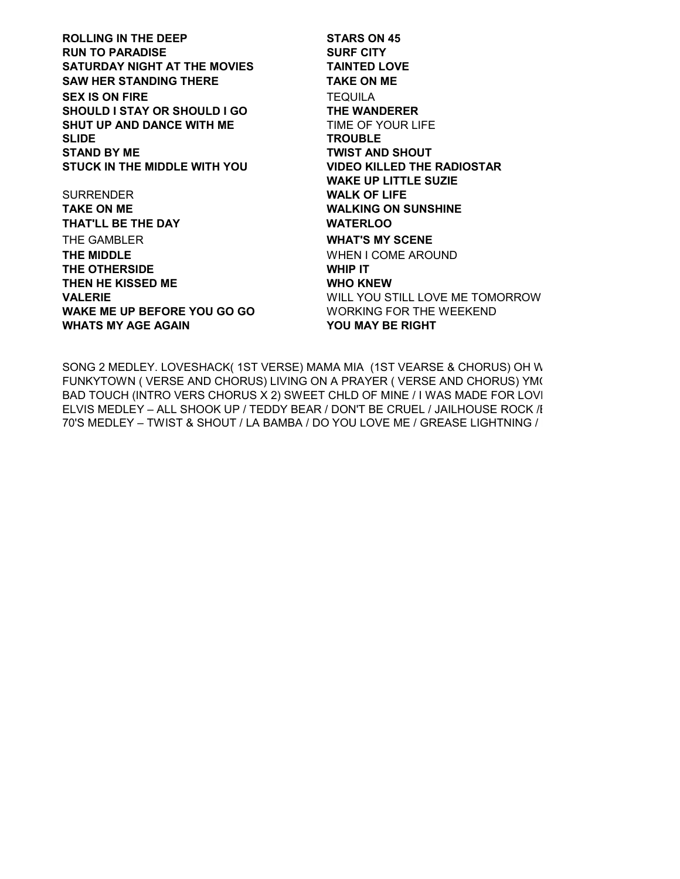**ROLLING IN THE DEEP**
**RUN TO PARADISE**
**SATURDAY NIGHT AT THE MOVIES**
**SAW HER STANDING THERE**
**SEX IS ON FIRE**
**SHOULD I STAY OR SHOULD I GO**
**SHUT UP AND DANCE WITH ME**
**SLIDE**
**STAND BY ME**
**STUCK IN THE MIDDLE WITH YOU**

SURRENDER
**TAKE ON ME**
**THAT'LL BE THE DAY**
THE GAMBLER
**THE MIDDLE**
**THE OTHERSIDE**
**THEN HE KISSED ME**
**VALERIE**
**WAKE ME UP BEFORE YOU GO GO**
**WHATS MY AGE AGAIN**

**STARS ON 45**
**SURF CITY**
**TAINTED LOVE**
**TAKE ON ME**
TEQUILA
**THE WANDERER**
TIME OF YOUR LIFE
**TROUBLE**
**TWIST AND SHOUT**
**VIDEO KILLED THE RADIOSTAR**
**WAKE UP LITTLE SUZIE**
**WALK OF LIFE**
**WALKING ON SUNSHINE**
**WATERLOO**
**WHAT'S MY SCENE**
WHEN I COME AROUND
**WHIP IT**
**WHO KNEW**
WILL YOU STILL LOVE ME TOMORROW
WORKING FOR THE WEEKEND
**YOU MAY BE RIGHT**

SONG 2 MEDLEY. LOVESHACK( 1ST VERSE) MAMA MIA (1ST VEARSE & CHORUS) OH W
FUNKYTOWN ( VERSE AND CHORUS) LIVING ON A PRAYER ( VERSE AND CHORUS) YM(
BAD TOUCH (INTRO VERS CHORUS X 2) SWEET CHLD OF MINE / I WAS MADE FOR LOVI
ELVIS MEDLEY – ALL SHOOK UP / TEDDY BEAR / DON'T BE CRUEL / JAILHOUSE ROCK /I
70'S MEDLEY – TWIST & SHOUT / LA BAMBA / DO YOU LOVE ME / GREASE LIGHTNING /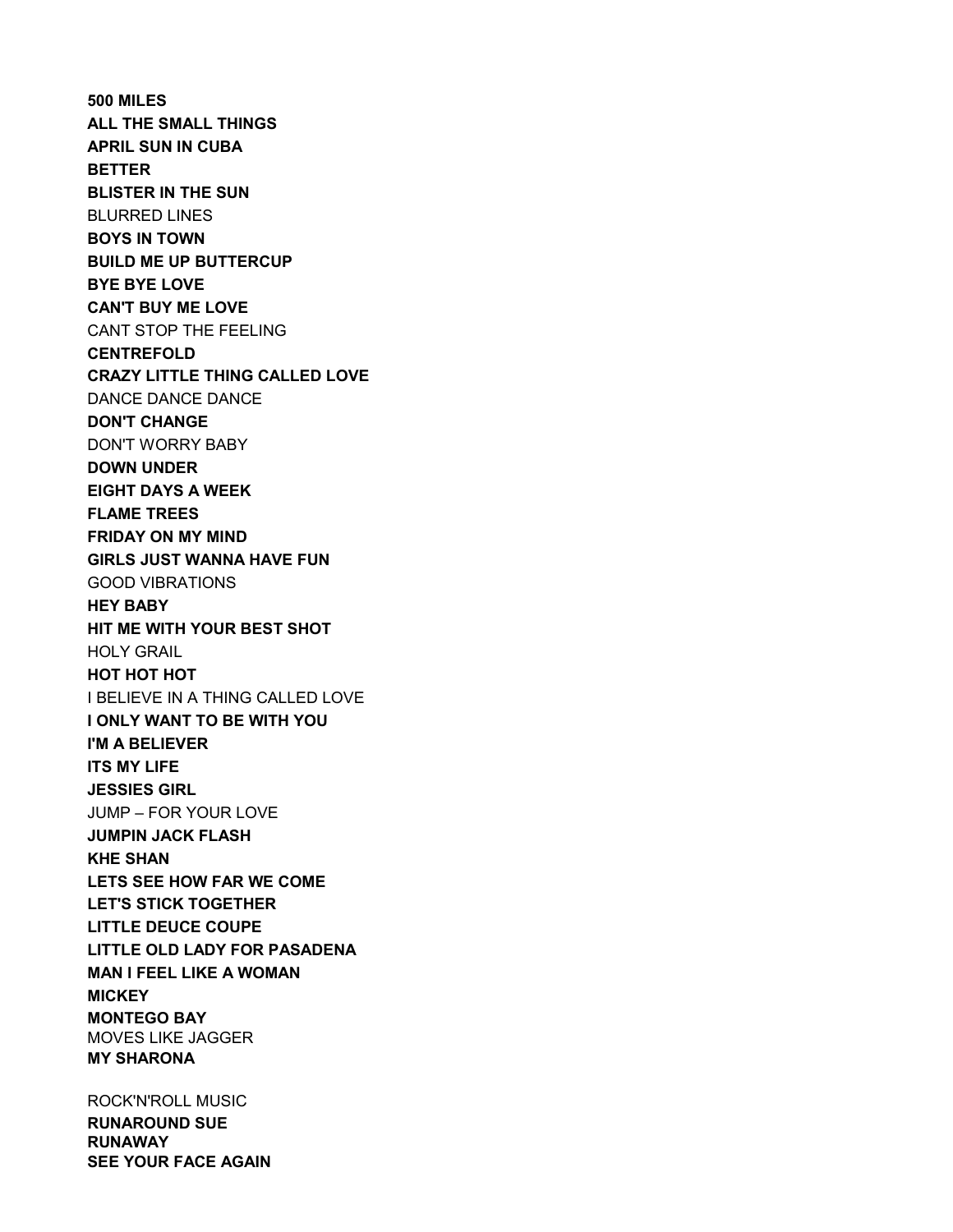**500 MILES**
**ALL THE SMALL THINGS**
**APRIL SUN IN CUBA**
**BETTER**
**BLISTER IN THE SUN**
BLURRED LINES
**BOYS IN TOWN**
**BUILD ME UP BUTTERCUP**
**BYE BYE LOVE**
**CAN'T BUY ME LOVE**
CANT STOP THE FEELING
**CENTREFOLD**
**CRAZY LITTLE THING CALLED LOVE**
DANCE DANCE DANCE
**DON'T CHANGE**
DON'T WORRY BABY
**DOWN UNDER**
**EIGHT DAYS A WEEK**
**FLAME TREES**
**FRIDAY ON MY MIND**
**GIRLS JUST WANNA HAVE FUN**
GOOD VIBRATIONS
**HEY BABY**
**HIT ME WITH YOUR BEST SHOT**
HOLY GRAIL
**HOT HOT HOT**
I BELIEVE IN A THING CALLED LOVE
**I ONLY WANT TO BE WITH YOU**
**I'M A BELIEVER**
**ITS MY LIFE**
**JESSIES GIRL**
JUMP – FOR YOUR LOVE
**JUMPIN JACK FLASH**
**KHE SHAN**
**LETS SEE HOW FAR WE COME**
**LET'S STICK TOGETHER**
**LITTLE DEUCE COUPE**
**LITTLE OLD LADY FOR PASADENA**
**MAN I FEEL LIKE A WOMAN**
**MICKEY**
**MONTEGO BAY**
MOVES LIKE JAGGER
**MY SHARONA**

ROCK'N'ROLL MUSIC
**RUNAROUND SUE**
**RUNAWAY**
**SEE YOUR FACE AGAIN**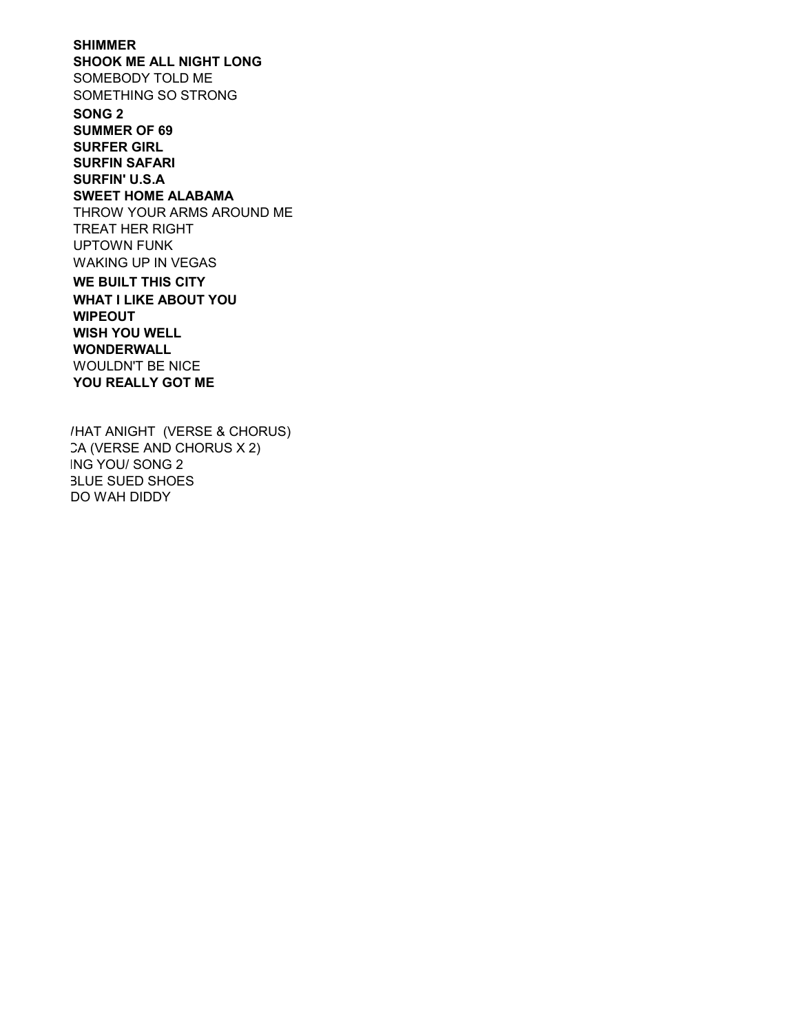**SHIMMER**
**SHOOK ME ALL NIGHT LONG**
SOMEBODY TOLD ME
SOMETHING SO STRONG
**SONG 2**
**SUMMER OF 69**
**SURFER GIRL**
**SURFIN SAFARI**
**SURFIN' U.S.A**
**SWEET HOME ALABAMA**
THROW YOUR ARMS AROUND ME
TREAT HER RIGHT
UPTOWN FUNK
WAKING UP IN VEGAS
**WE BUILT THIS CITY**
**WHAT I LIKE ABOUT YOU**
**WIPEOUT**
**WISH YOU WELL**
**WONDERWALL**
WOULDN'T BE NICE
**YOU REALLY GOT ME**

/HAT ANIGHT (VERSE & CHORUS)
CA (VERSE AND CHORUS X 2)
ING YOU/ SONG 2
BLUE SUED SHOES
DO WAH DIDDY